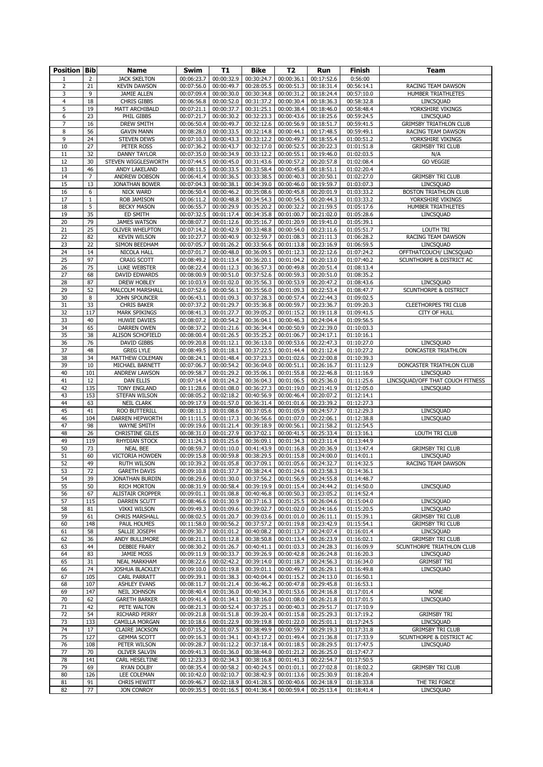| Position | Bib | Name | Swim | T1 | Bike | T2 | Run | Finish | Team |
|---|---|---|---|---|---|---|---|---|---|
| 1 | 2 | JACK SKELTON | 00:06:23.7 | 00:00:32.9 | 00:30:24.7 | 00:00:36.1 | 00:17:52.6 | 0:56:00 | |
| 2 | 21 | KEVIN DAWSON | 00:07:56.0 | 00:00:49.7 | 00:28:05.5 | 00:00:51.3 | 00:18:31.4 | 00:56:14.1 | RACING TEAM DAWSON |
| 3 | 9 | JAMIE ALLEN | 00:07:09.4 | 00:00:30.0 | 00:30:34.8 | 00:00:31.2 | 00:18:24.4 | 00:57:10.0 | HUMBER TRIATHLETES |
| 4 | 18 | CHRIS GIBBS | 00:06:56.8 | 00:00:52.0 | 00:31:37.2 | 00:00:30.4 | 00:18:36.3 | 00:58:32.8 | LINCSQUAD |
| 5 | 19 | MATT ARCHIBALD | 00:07:21.1 | 00:00:37.7 | 00:31:25.1 | 00:00:38.4 | 00:18:46.0 | 00:58:48.4 | YORKSHIRE VIKINGS |
| 6 | 23 | PHIL GIBBS | 00:07:21.7 | 00:00:30.2 | 00:32:23.3 | 00:00:43.6 | 00:18:25.6 | 00:59:24.5 | LINCSQUAD |
| 7 | 16 | DREW SMITH | 00:06:50.4 | 00:00:49.7 | 00:32:12.6 | 00:00:56.9 | 00:18:51.7 | 00:59:41.5 | GRIMSBY TRIATHLON CLUB |
| 8 | 56 | GAVIN MANN | 00:08:28.0 | 00:00:33.5 | 00:32:14.8 | 00:00:44.1 | 00:17:48.5 | 00:59:49.1 | RACING TEAM DAWSON |
| 9 | 24 | STEVEN DEWS | 00:07:10.3 | 00:00:43.3 | 00:33:12.2 | 00:00:49.7 | 00:18:55.4 | 01:00:51.2 | YORKSHIRE VIKINGS |
| 10 | 27 | PETER ROSS | 00:07:36.2 | 00:00:43.7 | 00:32:17.0 | 00:00:52.5 | 00:20:22.3 | 01:01:51.8 | GRIMSBY TRI CLUB |
| 11 | 32 | DANNY TAYLOR | 00:07:35.0 | 00:00:34.9 | 00:33:12.2 | 00:00:55.1 | 00:19:46.0 | 01:02:03.5 | N/A |
| 12 | 30 | STEVEN WIGGLESWORTH | 00:07:44.5 | 00:00:45.0 | 00:31:43.6 | 00:00:57.2 | 00:20:57.8 | 01:02:08.4 | GO VEGGIE |
| 13 | 46 | ANDY LAKELAND | 00:08:11.5 | 00:00:33.5 | 00:33:58.4 | 00:00:45.8 | 00:18:51.1 | 01:02:20.4 | |
| 14 | 7 | ANDREW DOBSON | 00:06:41.4 | 00:00:36.5 | 00:33:38.5 | 00:00:40.3 | 00:20:50.1 | 01:02:27.0 | GRIMSBY TRI CLUB |
| 15 | 13 | JONATHAN BOWER | 00:07:04.3 | 00:00:38.1 | 00:34:39.0 | 00:00:46.0 | 00:19:59.7 | 01:03:07.3 | LINCSQUAD |
| 16 | 6 | NICK WARD | 00:06:50.4 | 00:00:46.2 | 00:35:08.6 | 00:00:45.8 | 00:20:01.9 | 01:03:33.2 | BOSTON TRIATHLON CLUB |
| 17 | 1 | ROB JAMISON | 00:06:11.2 | 00:00:48.8 | 00:34:54.3 | 00:00:54.5 | 00:20:44.3 | 01:03:33.2 | YORKSHIRE VIKINGS |
| 18 | 5 | BECKY MASON | 00:06:55.7 | 00:00:29.9 | 00:35:20.2 | 00:00:32.2 | 00:21:59.5 | 01:05:17.6 | HUMBER TRIATHLETES |
| 19 | 35 | ED SMITH | 00:07:32.5 | 00:01:17.4 | 00:34:35.8 | 00:01:00.7 | 00:21:02.0 | 01:05:28.6 | LINCSQUAD |
| 20 | 79 | JAMES WATSON | 00:08:07.7 | 00:01:12.6 | 00:35:16.7 | 00:01:20.9 | 00:19:41.0 | 01:05:39.1 | |
| 21 | 25 | OLIVER WHELPTON | 00:07:14.2 | 00:00:42.9 | 00:33:48.8 | 00:00:54.0 | 00:23:11.6 | 01:05:51.7 | LOUTH TRI |
| 22 | 82 | KEVIN WILSON | 00:10:27.7 | 00:00:40.9 | 00:32:59.7 | 00:01:08.3 | 00:21:11.3 | 01:06:28.2 | RACING TEAM DAWSON |
| 23 | 22 | SIMON BEEDHAM | 00:07:05.7 | 00:01:26.2 | 00:33:56.6 | 00:01:13.8 | 00:23:16.9 | 01:06:59.5 | LINCSQUAD |
| 24 | 14 | NICOLA HALL | 00:07:01.7 | 00:00:48.0 | 00:36:09.5 | 00:01:12.3 | 00:22:12.6 | 01:07:24.2 | OFFTHATCOUCH/ LINCSQUAD |
| 25 | 97 | CRAIG SCOTT | 00:08:49.2 | 00:01:13.4 | 00:36:20.1 | 00:01:04.2 | 00:20:13.0 | 01:07:40.2 | SCUNTHORPE & DISTRICT AC |
| 26 | 75 | LUKE WEBSTER | 00:08:22.4 | 00:01:12.3 | 00:36:57.3 | 00:00:49.8 | 00:20:51.4 | 01:08:13.4 | |
| 27 | 68 | DAVID EDWARDS | 00:08:00.9 | 00:00:51.0 | 00:37:52.6 | 00:00:59.3 | 00:20:51.0 | 01:08:35.2 | |
| 28 | 87 | DREW HOBLEY | 00:10:03.9 | 00:01:02.0 | 00:35:56.3 | 00:00:53.9 | 00:20:47.2 | 01:08:43.6 | LINCSQUAD |
| 29 | 52 | MALCOLM MARSHALL | 00:07:52.6 | 00:00:56.1 | 00:35:56.0 | 00:01:09.3 | 00:22:53.4 | 01:08:47.7 | SCUNTHORPE & DISTRICT |
| 30 | 8 | JOHN SPOUNCER | 00:06:43.1 | 00:01:09.3 | 00:37:28.3 | 00:00:57.4 | 00:22:44.3 | 01:09:02.5 | |
| 31 | 33 | CHRIS BAKER | 00:07:37.2 | 00:01:29.7 | 00:35:36.8 | 00:00:59.7 | 00:23:36.7 | 01:09:20.3 | CLEETHORPES TRI CLUB |
| 32 | 117 | MARK SPIKINGS | 00:08:41.3 | 00:01:27.7 | 00:39:05.2 | 00:01:15.2 | 00:19:11.8 | 01:09:41.5 | CITY OF HULL |
| 33 | 40 | HUWIE DAVIES | 00:08:07.2 | 00:00:54.2 | 00:36:04.1 | 00:00:46.3 | 00:24:04.4 | 01:09:56.5 | |
| 34 | 65 | DARREN OWEN | 00:08:37.2 | 00:01:21.6 | 00:36:34.4 | 00:00:50.9 | 00:22:39.0 | 01:10:03.3 | |
| 35 | 38 | ALISON SCHOFIELD | 00:08:00.4 | 00:01:26.5 | 00:35:25.2 | 00:01:06.7 | 00:24:17.1 | 01:10:16.1 | |
| 36 | 76 | DAVID GIBBS | 00:09:20.8 | 00:01:12.1 | 00:36:13.0 | 00:00:53.6 | 00:22:47.3 | 01:10:27.0 | LINCSQUAD |
| 37 | 48 | GREG LYLE | 00:08:49.5 | 00:01:18.1 | 00:37:22.5 | 00:01:44.4 | 00:21:12.4 | 01:10:27.2 | DONCASTER TRIATHLON |
| 38 | 34 | MATTHEW COLEMAN | 00:08:24.1 | 00:01:48.4 | 00:37:23.3 | 00:01:02.6 | 00:22:00.8 | 01:10:39.3 | |
| 39 | 10 | MICHAEL BARNETT | 00:07:06.7 | 00:00:54.2 | 00:36:04.0 | 00:00:51.1 | 00:26:16.7 | 01:11:12.9 | DONCASTER TRIATHLON CLUB |
| 40 | 101 | ANDREW LAWSON | 00:09:58.7 | 00:01:29.2 | 00:35:06.1 | 00:01:55.8 | 00:22:46.8 | 01:11:16.9 | LINCSQUAD |
| 41 | 12 | DAN ELLIS | 00:07:14.4 | 00:01:24.2 | 00:36:04.3 | 00:01:06.5 | 00:25:36.0 | 01:11:25.6 | LINCSQUAD/OFF THAT COUCH FITNESS |
| 42 | 135 | TONY ENGLAND | 00:11:28.6 | 00:01:08.0 | 00:36:27.3 | 00:01:19.0 | 00:21:41.9 | 01:12:05.0 | LINCSQUAD |
| 43 | 153 | STEFAN WILSON | 00:08:05.2 | 00:02:18.2 | 00:40:56.9 | 00:00:46.4 | 00:20:07.2 | 01:12:14.1 | |
| 44 | 63 | NEIL CLARK | 00:09:17.9 | 00:01:57.0 | 00:36:31.4 | 00:01:01.6 | 00:23:39.2 | 01:12:27.3 | |
| 45 | 41 | ROO BUTTERILL | 00:08:11.3 | 00:01:08.6 | 00:37:05.6 | 00:01:05.9 | 00:24:57.7 | 01:12:29.3 | LINCSQUAD |
| 46 | 104 | DARREN HEPWORTH | 00:11:11.5 | 00:01:17.3 | 00:36:56.6 | 00:01:07.0 | 00:22:06.1 | 01:12:38.8 | LINCSQUAD |
| 47 | 98 | WAYNE SMITH | 00:09:19.6 | 00:01:21.4 | 00:39:18.9 | 00:00:56.1 | 00:21:58.2 | 01:12:54.5 | |
| 48 | 26 | CHRISTINE GILES | 00:08:31.0 | 00:01:27.9 | 00:37:02.1 | 00:00:41.5 | 00:25:33.4 | 01:13:16.1 | LOUTH TRI CLUB |
| 49 | 119 | RHYDIAN STOCK | 00:11:24.3 | 00:01:25.6 | 00:36:09.1 | 00:01:34.3 | 00:23:11.4 | 01:13:44.9 | |
| 50 | 73 | NEAL BEE | 00:08:59.7 | 00:01:10.0 | 00:41:43.9 | 00:01:16.8 | 00:20:36.9 | 01:13:47.4 | GRIMSBY TRI CLUB |
| 51 | 60 | VICTORIA HOWDEN | 00:09:15.8 | 00:00:59.8 | 00:38:29.5 | 00:01:15.8 | 00:24:00.0 | 01:14:01.1 | LINCSQUAD |
| 52 | 49 | RUTH WILSON | 00:10:39.2 | 00:01:05.8 | 00:37:09.1 | 00:01:05.6 | 00:24:32.7 | 01:14:32.5 | RACING TEAM DAWSON |
| 53 | 72 | GARETH DAVIS | 00:09:10.8 | 00:01:37.7 | 00:38:24.4 | 00:01:24.6 | 00:23:58.3 | 01:14:36.1 | |
| 54 | 39 | JONATHAN BURDIN | 00:08:29.6 | 00:01:30.0 | 00:37:56.2 | 00:01:56.9 | 00:24:55.8 | 01:14:48.7 | |
| 55 | 50 | RICH MORTON | 00:08:31.9 | 00:00:58.4 | 00:39:19.9 | 00:01:15.4 | 00:24:44.2 | 01:14:50.0 | LINCSQUAD |
| 56 | 67 | ALISTAIR CROPPER | 00:09:01.1 | 00:01:08.8 | 00:40:46.8 | 00:00:50.3 | 00:23:05.2 | 01:14:52.4 | |
| 57 | 115 | DARREN SCUTT | 00:08:46.6 | 00:01:30.9 | 00:37:16.3 | 00:01:25.5 | 00:26:04.6 | 01:15:04.0 | LINCSQUAD |
| 58 | 81 | VIKKI WILSON | 00:09:49.3 | 00:01:09.6 | 00:39:02.7 | 00:01:02.0 | 00:24:16.6 | 01:15:20.5 | LINCSQUAD |
| 59 | 61 | CHRIS MARSHALL | 00:08:02.5 | 00:01:20.7 | 00:39:03.6 | 00:01:01.0 | 00:26:11.1 | 01:15:39.1 | GRIMSBY TRI CLUB |
| 60 | 148 | PAUL HOLMES | 00:11:58.0 | 00:00:56.2 | 00:37:57.2 | 00:01:19.8 | 00:23:42.9 | 01:15:54.1 | GRIMSBY TRI CLUB |
| 61 | 58 | SALLIE JOSEPH | 00:09:30.7 | 00:01:01.2 | 00:40:08.2 | 00:01:13.7 | 00:24:07.4 | 01:16:01.4 | LINCSQUAD |
| 62 | 36 | ANDY BULLIMORE | 00:08:21.1 | 00:01:12.8 | 00:38:50.8 | 00:01:13.4 | 00:26:23.9 | 01:16:02.1 | GRIMSBY TRI CLUB |
| 63 | 44 | DEBBIE FRARY | 00:08:30.2 | 00:01:26.7 | 00:40:41.1 | 00:01:03.3 | 00:24:28.3 | 01:16:09.9 | SCUNTHORPE TRIATHLON CLUB |
| 64 | 83 | JAMIE MOSS | 00:09:11.9 | 00:00:33.7 | 00:39:26.9 | 00:00:42.8 | 00:26:24.8 | 01:16:20.3 | LINCSQUAD |
| 65 | 31 | NEAL MARKHAM | 00:08:22.6 | 00:02:42.2 | 00:39:14.0 | 00:01:18.7 | 00:24:56.3 | 01:16:34.0 | GRIMSBT TRI |
| 66 | 74 | JOSHUA BLACKLEY | 00:09:10.0 | 00:01:19.8 | 00:39:01.1 | 00:00:49.7 | 00:26:29.1 | 01:16:49.8 | LINCSQUAD |
| 67 | 105 | CARL PARRATT | 00:09:39.1 | 00:01:38.3 | 00:40:04.4 | 00:01:15.2 | 00:24:13.0 | 01:16:50.1 | |
| 68 | 107 | ASHLEY EVANS | 00:08:11.7 | 00:01:21.4 | 00:36:46.2 | 00:00:47.8 | 00:29:45.8 | 01:16:53.1 | |
| 69 | 147 | NEIL JOHNSON | 00:08:40.4 | 00:01:36.0 | 00:40:34.3 | 00:01:53.6 | 00:24:16.8 | 01:17:01.4 | NONE |
| 70 | 62 | GARETH BARKER | 00:09:41.4 | 00:01:34.1 | 00:38:16.0 | 00:01:08.0 | 00:26:21.8 | 01:17:01.5 | LINCSQUAD |
| 71 | 42 | PETE WALTON | 00:08:21.3 | 00:00:52.4 | 00:37:25.1 | 00:00:40.3 | 00:29:51.7 | 01:17:10.9 | |
| 72 | 54 | RICHARD PERRY | 00:09:21.8 | 00:01:51.8 | 00:39:20.4 | 00:01:15.8 | 00:25:29.3 | 01:17:19.2 | GRIMSBY TRI |
| 73 | 133 | CAMILLA MORGAN | 00:10:18.6 | 00:01:22.9 | 00:39:19.8 | 00:01:22.0 | 00:25:01.1 | 01:17:24.5 | LINCSQUAD |
| 74 | 17 | CLAIRE JACKSON | 00:07:15.2 | 00:01:07.5 | 00:38:49.9 | 00:00:59.7 | 00:29:19.3 | 01:17:31.8 | GRIMSBY TRI CLUB |
| 75 | 127 | GEMMA SCOTT | 00:09:16.3 | 00:01:34.1 | 00:43:17.2 | 00:01:49.4 | 00:21:36.8 | 01:17:33.9 | SCUNTHORPE & DISTRICT AC |
| 76 | 108 | PETER WILSON | 00:09:28.7 | 00:01:12.2 | 00:37:18.4 | 00:01:18.5 | 00:28:29.5 | 01:17:47.5 | LINCSQUAD |
| 77 | 70 | OLIVER SALVIN | 00:09:41.3 | 00:01:36.0 | 00:38:44.0 | 00:01:21.2 | 00:26:25.0 | 01:17:47.7 | |
| 78 | 141 | CARL HESELTINE | 00:12:23.3 | 00:02:34.3 | 00:38:16.8 | 00:01:41.3 | 00:22:54.7 | 01:17:50.5 | |
| 79 | 69 | RYAN DOLBY | 00:08:35.4 | 00:00:58.2 | 00:40:24.5 | 00:01:01.1 | 00:27:02.8 | 01:18:02.2 | GRIMSBY TRI CLUB |
| 80 | 126 | LEE COLEMAN | 00:10:42.0 | 00:02:10.7 | 00:38:42.9 | 00:01:13.6 | 00:25:30.9 | 01:18:20.4 | |
| 81 | 91 | CHRIS HEWITT | 00:09:46.7 | 00:02:18.9 | 00:41:28.5 | 00:00:40.6 | 00:24:18.9 | 01:18:33.8 | THE TRI FORCE |
| 82 | 77 | JON CONROY | 00:09:35.5 | 00:01:16.5 | 00:41:36.4 | 00:00:59.4 | 00:25:13.4 | 01:18:41.4 | LINCSQUAD |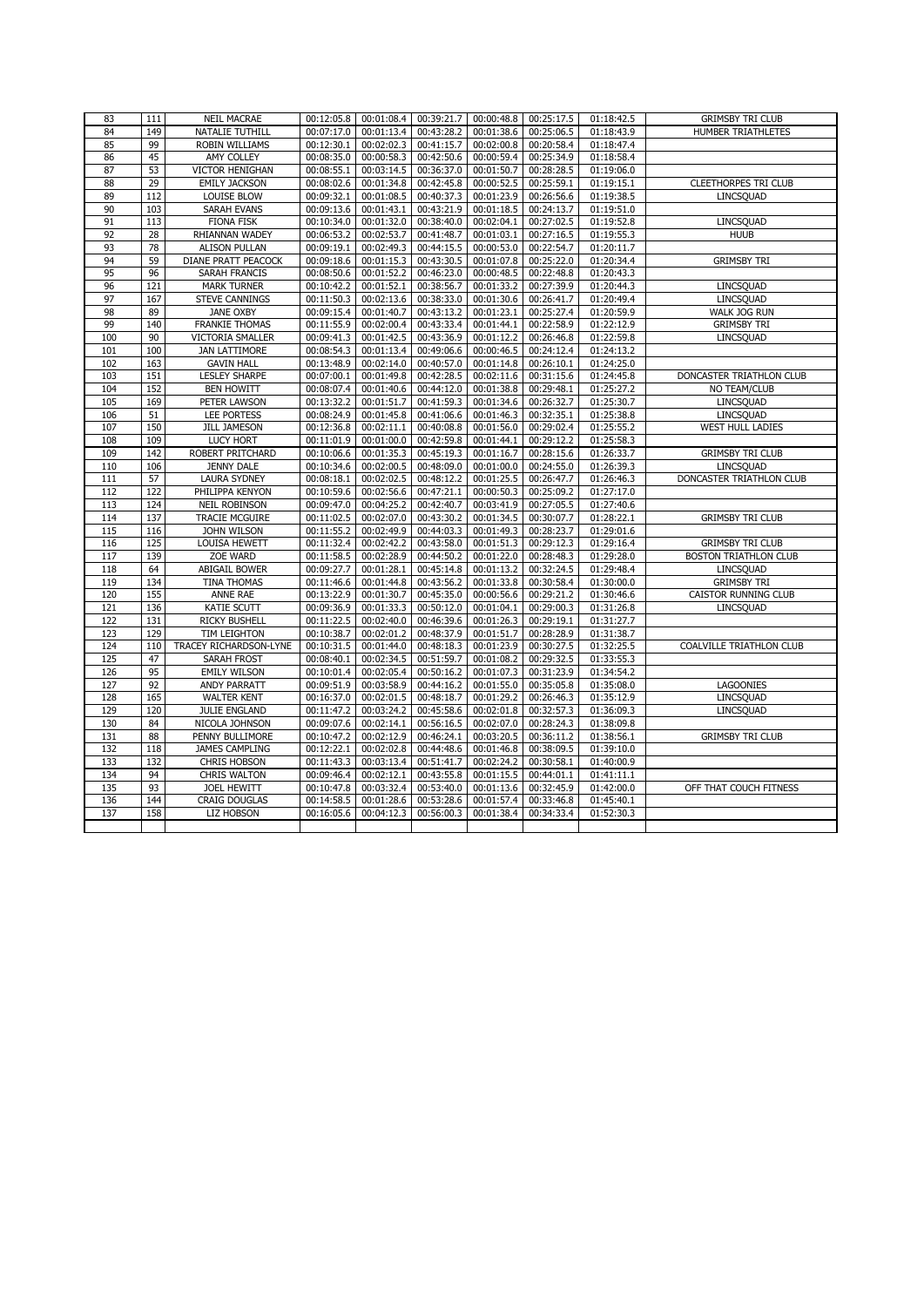| | | | | | | | | | |
|---|---|---|---|---|---|---|---|---|---|
| 83 | 111 | NEIL MACRAE | 00:12:05.8 | 00:01:08.4 | 00:39:21.7 | 00:00:48.8 | 00:25:17.5 | 01:18:42.5 | GRIMSBY TRI CLUB |
| 84 | 149 | NATALIE TUTHILL | 00:07:17.0 | 00:01:13.4 | 00:43:28.2 | 00:01:38.6 | 00:25:06.5 | 01:18:43.9 | HUMBER TRIATHLETES |
| 85 | 99 | ROBIN WILLIAMS | 00:12:30.1 | 00:02:02.3 | 00:41:15.7 | 00:02:00.8 | 00:20:58.4 | 01:18:47.4 | |
| 86 | 45 | AMY COLLEY | 00:08:35.0 | 00:00:58.3 | 00:42:50.6 | 00:00:59.4 | 00:25:34.9 | 01:18:58.4 | |
| 87 | 53 | VICTOR HENIGHAN | 00:08:55.1 | 00:03:14.5 | 00:36:37.0 | 00:01:50.7 | 00:28:28.5 | 01:19:06.0 | |
| 88 | 29 | EMILY JACKSON | 00:08:02.6 | 00:01:34.8 | 00:42:45.8 | 00:00:52.5 | 00:25:59.1 | 01:19:15.1 | CLEETHORPES TRI CLUB |
| 89 | 112 | LOUISE BLOW | 00:09:32.1 | 00:01:08.5 | 00:40:37.3 | 00:01:23.9 | 00:26:56.6 | 01:19:38.5 | LINCSQUAD |
| 90 | 103 | SARAH EVANS | 00:09:13.6 | 00:01:43.1 | 00:43:21.9 | 00:01:18.5 | 00:24:13.7 | 01:19:51.0 | |
| 91 | 113 | FIONA FISK | 00:10:34.0 | 00:01:32.0 | 00:38:40.0 | 00:02:04.1 | 00:27:02.5 | 01:19:52.8 | LINCSQUAD |
| 92 | 28 | RHIANNAN WADEY | 00:06:53.2 | 00:02:53.7 | 00:41:48.7 | 00:01:03.1 | 00:27:16.5 | 01:19:55.3 | HUUB |
| 93 | 78 | ALISON PULLAN | 00:09:19.1 | 00:02:49.3 | 00:44:15.5 | 00:00:53.0 | 00:22:54.7 | 01:20:11.7 | |
| 94 | 59 | DIANE PRATT PEACOCK | 00:09:18.6 | 00:01:15.3 | 00:43:30.5 | 00:01:07.8 | 00:25:22.0 | 01:20:34.4 | GRIMSBY TRI |
| 95 | 96 | SARAH FRANCIS | 00:08:50.6 | 00:01:52.2 | 00:46:23.0 | 00:00:48.5 | 00:22:48.8 | 01:20:43.3 | |
| 96 | 121 | MARK TURNER | 00:10:42.2 | 00:01:52.1 | 00:38:56.7 | 00:01:33.2 | 00:27:39.9 | 01:20:44.3 | LINCSQUAD |
| 97 | 167 | STEVE CANNINGS | 00:11:50.3 | 00:02:13.6 | 00:38:33.0 | 00:01:30.6 | 00:26:41.7 | 01:20:49.4 | LINCSQUAD |
| 98 | 89 | JANE OXBY | 00:09:15.4 | 00:01:40.7 | 00:43:13.2 | 00:01:23.1 | 00:25:27.4 | 01:20:59.9 | WALK JOG RUN |
| 99 | 140 | FRANKIE THOMAS | 00:11:55.9 | 00:02:00.4 | 00:43:33.4 | 00:01:44.1 | 00:22:58.9 | 01:22:12.9 | GRIMSBY TRI |
| 100 | 90 | VICTORIA SMALLER | 00:09:41.3 | 00:01:42.5 | 00:43:36.9 | 00:01:12.2 | 00:26:46.8 | 01:22:59.8 | LINCSQUAD |
| 101 | 100 | JAN LATTIMORE | 00:08:54.3 | 00:01:13.4 | 00:49:06.6 | 00:00:46.5 | 00:24:12.4 | 01:24:13.2 | |
| 102 | 163 | GAVIN HALL | 00:13:48.9 | 00:02:14.0 | 00:40:57.0 | 00:01:14.8 | 00:26:10.1 | 01:24:25.0 | |
| 103 | 151 | LESLEY SHARPE | 00:07:00.1 | 00:01:49.8 | 00:42:28.5 | 00:02:11.6 | 00:31:15.6 | 01:24:45.8 | DONCASTER TRIATHLON CLUB |
| 104 | 152 | BEN HOWITT | 00:08:07.4 | 00:01:40.6 | 00:44:12.0 | 00:01:38.8 | 00:29:48.1 | 01:25:27.2 | NO TEAM/CLUB |
| 105 | 169 | PETER LAWSON | 00:13:32.2 | 00:01:51.7 | 00:41:59.3 | 00:01:34.6 | 00:26:32.7 | 01:25:30.7 | LINCSQUAD |
| 106 | 51 | LEE PORTESS | 00:08:24.9 | 00:01:45.8 | 00:41:06.6 | 00:01:46.3 | 00:32:35.1 | 01:25:38.8 | LINCSQUAD |
| 107 | 150 | JILL JAMESON | 00:12:36.8 | 00:02:11.1 | 00:40:08.8 | 00:01:56.0 | 00:29:02.4 | 01:25:55.2 | WEST HULL LADIES |
| 108 | 109 | LUCY HORT | 00:11:01.9 | 00:01:00.0 | 00:42:59.8 | 00:01:44.1 | 00:29:12.2 | 01:25:58.3 | |
| 109 | 142 | ROBERT PRITCHARD | 00:10:06.6 | 00:01:35.3 | 00:45:19.3 | 00:01:16.7 | 00:28:15.6 | 01:26:33.7 | GRIMSBY TRI CLUB |
| 110 | 106 | JENNY DALE | 00:10:34.6 | 00:02:00.5 | 00:48:09.0 | 00:01:00.0 | 00:24:55.0 | 01:26:39.3 | LINCSQUAD |
| 111 | 57 | LAURA SYDNEY | 00:08:18.1 | 00:02:02.5 | 00:48:12.2 | 00:01:25.5 | 00:26:47.7 | 01:26:46.3 | DONCASTER TRIATHLON CLUB |
| 112 | 122 | PHILIPPA KENYON | 00:10:59.6 | 00:02:56.6 | 00:47:21.1 | 00:00:50.3 | 00:25:09.2 | 01:27:17.0 | |
| 113 | 124 | NEIL ROBINSON | 00:09:47.0 | 00:04:25.2 | 00:42:40.7 | 00:03:41.9 | 00:27:05.5 | 01:27:40.6 | |
| 114 | 137 | TRACIE MCGUIRE | 00:11:02.5 | 00:02:07.0 | 00:43:30.2 | 00:01:34.5 | 00:30:07.7 | 01:28:22.1 | GRIMSBY TRI CLUB |
| 115 | 116 | JOHN WILSON | 00:11:55.2 | 00:02:49.9 | 00:44:03.3 | 00:01:49.3 | 00:28:23.7 | 01:29:01.6 | |
| 116 | 125 | LOUISA HEWETT | 00:11:32.4 | 00:02:42.2 | 00:43:58.0 | 00:01:51.3 | 00:29:12.3 | 01:29:16.4 | GRIMSBY TRI CLUB |
| 117 | 139 | ZOE WARD | 00:11:58.5 | 00:02:28.9 | 00:44:50.2 | 00:01:22.0 | 00:28:48.3 | 01:29:28.0 | BOSTON TRIATHLON CLUB |
| 118 | 64 | ABIGAIL BOWER | 00:09:27.7 | 00:01:28.1 | 00:45:14.8 | 00:01:13.2 | 00:32:24.5 | 01:29:48.4 | LINCSQUAD |
| 119 | 134 | TINA THOMAS | 00:11:46.6 | 00:01:44.8 | 00:43:56.2 | 00:01:33.8 | 00:30:58.4 | 01:30:00.0 | GRIMSBY TRI |
| 120 | 155 | ANNE RAE | 00:13:22.9 | 00:01:30.7 | 00:45:35.0 | 00:00:56.6 | 00:29:21.2 | 01:30:46.6 | CAISTOR RUNNING CLUB |
| 121 | 136 | KATIE SCUTT | 00:09:36.9 | 00:01:33.3 | 00:50:12.0 | 00:01:04.1 | 00:29:00.3 | 01:31:26.8 | LINCSQUAD |
| 122 | 131 | RICKY BUSHELL | 00:11:22.5 | 00:02:40.0 | 00:46:39.6 | 00:01:26.3 | 00:29:19.1 | 01:31:27.7 | |
| 123 | 129 | TIM LEIGHTON | 00:10:38.7 | 00:02:01.2 | 00:48:37.9 | 00:01:51.7 | 00:28:28.9 | 01:31:38.7 | |
| 124 | 110 | TRACEY RICHARDSON-LYNE | 00:10:31.5 | 00:01:44.0 | 00:48:18.3 | 00:01:23.9 | 00:30:27.5 | 01:32:25.5 | COALVILLE TRIATHLON CLUB |
| 125 | 47 | SARAH FROST | 00:08:40.1 | 00:02:34.5 | 00:51:59.7 | 00:01:08.2 | 00:29:32.5 | 01:33:55.3 | |
| 126 | 95 | EMILY WILSON | 00:10:01.4 | 00:02:05.4 | 00:50:16.2 | 00:01:07.3 | 00:31:23.9 | 01:34:54.2 | |
| 127 | 92 | ANDY PARRATT | 00:09:51.9 | 00:03:58.9 | 00:44:16.2 | 00:01:55.0 | 00:35:05.8 | 01:35:08.0 | LAGOONIES |
| 128 | 165 | WALTER KENT | 00:16:37.0 | 00:02:01.5 | 00:48:18.7 | 00:01:29.2 | 00:26:46.3 | 01:35:12.9 | LINCSQUAD |
| 129 | 120 | JULIE ENGLAND | 00:11:47.2 | 00:03:24.2 | 00:45:58.6 | 00:02:01.8 | 00:32:57.3 | 01:36:09.3 | LINCSQUAD |
| 130 | 84 | NICOLA JOHNSON | 00:09:07.6 | 00:02:14.1 | 00:56:16.5 | 00:02:07.0 | 00:28:24.3 | 01:38:09.8 | |
| 131 | 88 | PENNY BULLIMORE | 00:10:47.2 | 00:02:12.9 | 00:46:24.1 | 00:03:20.5 | 00:36:11.2 | 01:38:56.1 | GRIMSBY TRI CLUB |
| 132 | 118 | JAMES CAMPLING | 00:12:22.1 | 00:02:02.8 | 00:44:48.6 | 00:01:46.8 | 00:38:09.5 | 01:39:10.0 | |
| 133 | 132 | CHRIS HOBSON | 00:11:43.3 | 00:03:13.4 | 00:51:41.7 | 00:02:24.2 | 00:30:58.1 | 01:40:00.9 | |
| 134 | 94 | CHRIS WALTON | 00:09:46.4 | 00:02:12.1 | 00:43:55.8 | 00:01:15.5 | 00:44:01.1 | 01:41:11.1 | |
| 135 | 93 | JOEL HEWITT | 00:10:47.8 | 00:03:32.4 | 00:53:40.0 | 00:01:13.6 | 00:32:45.9 | 01:42:00.0 | OFF THAT COUCH FITNESS |
| 136 | 144 | CRAIG DOUGLAS | 00:14:58.5 | 00:01:28.6 | 00:53:28.6 | 00:01:57.4 | 00:33:46.8 | 01:45:40.1 | |
| 137 | 158 | LIZ HOBSON | 00:16:05.6 | 00:04:12.3 | 00:56:00.3 | 00:01:38.4 | 00:34:33.4 | 01:52:30.3 | |